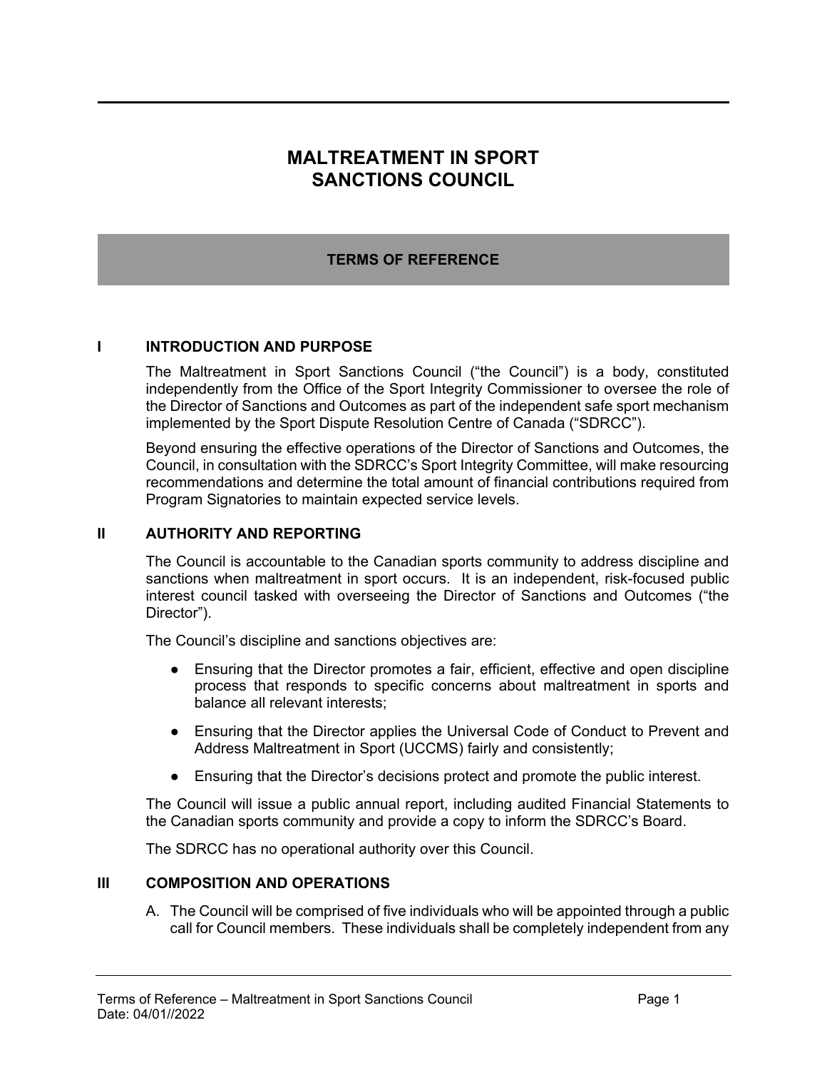# MALTREATMENT IN SPORT SANCTIONS COUNCIL

## TERMS OF REFERENCE

### I INTRODUCTION AND PURPOSE

The Maltreatment in Sport Sanctions Council ("the Council") is a body, constituted independently from the Office of the Sport Integrity Commissioner to oversee the role of the Director of Sanctions and Outcomes as part of the independent safe sport mechanism implemented by the Sport Dispute Resolution Centre of Canada ("SDRCC").

Beyond ensuring the effective operations of the Director of Sanctions and Outcomes, the Council, in consultation with the SDRCC's Sport Integrity Committee, will make resourcing recommendations and determine the total amount of financial contributions required from Program Signatories to maintain expected service levels.

### II AUTHORITY AND REPORTING

The Council is accountable to the Canadian sports community to address discipline and sanctions when maltreatment in sport occurs. It is an independent, risk-focused public interest council tasked with overseeing the Director of Sanctions and Outcomes ("the Director").

The Council's discipline and sanctions objectives are:

- Ensuring that the Director promotes a fair, efficient, effective and open discipline process that responds to specific concerns about maltreatment in sports and balance all relevant interests;
- Ensuring that the Director applies the Universal Code of Conduct to Prevent and Address Maltreatment in Sport (UCCMS) fairly and consistently;
- Ensuring that the Director's decisions protect and promote the public interest.

The Council will issue a public annual report, including audited Financial Statements to the Canadian sports community and provide a copy to inform the SDRCC's Board.

The SDRCC has no operational authority over this Council.

### III COMPOSITION AND OPERATIONS

A. The Council will be comprised of five individuals who will be appointed through a public call for Council members. These individuals shall be completely independent from any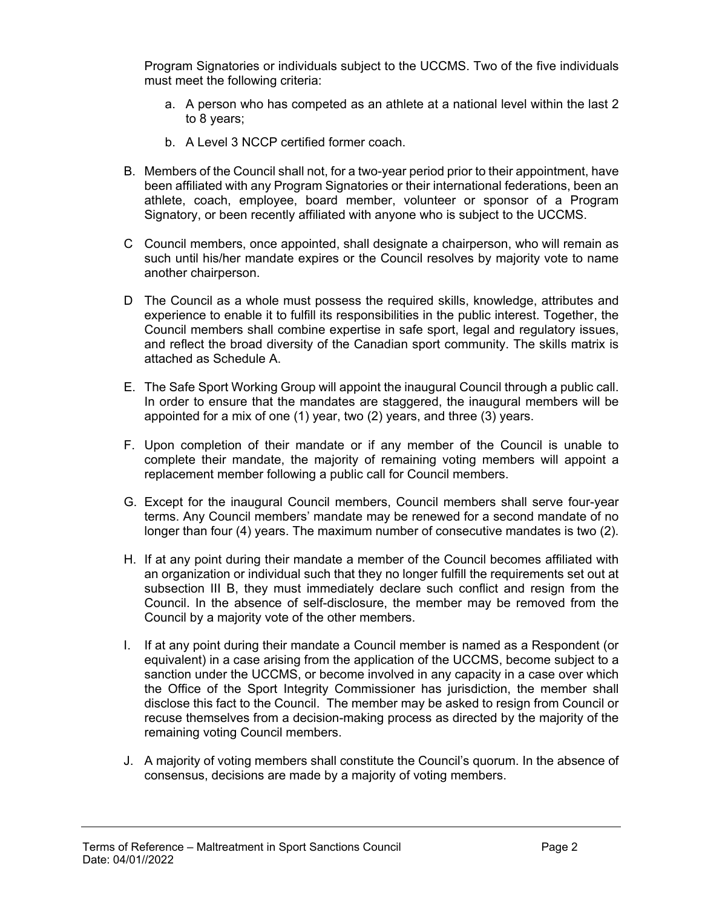Program Signatories or individuals subject to the UCCMS. Two of the five individuals must meet the following criteria:

   a. A person who has competed as an athlete at a national level within the last 2 to 8 years;

   b. A Level 3 NCCP certified former coach.

B. Members of the Council shall not, for a two-year period prior to their appointment, have been affiliated with any Program Signatories or their international federations, been an athlete, coach, employee, board member, volunteer or sponsor of a Program Signatory, or been recently affiliated with anyone who is subject to the UCCMS.

C Council members, once appointed, shall designate a chairperson, who will remain as such until his/her mandate expires or the Council resolves by majority vote to name another chairperson.

D The Council as a whole must possess the required skills, knowledge, attributes and experience to enable it to fulfill its responsibilities in the public interest. Together, the Council members shall combine expertise in safe sport, legal and regulatory issues, and reflect the broad diversity of the Canadian sport community. The skills matrix is attached as Schedule A.

E. The Safe Sport Working Group will appoint the inaugural Council through a public call. In order to ensure that the mandates are staggered, the inaugural members will be appointed for a mix of one (1) year, two (2) years, and three (3) years.

F. Upon completion of their mandate or if any member of the Council is unable to complete their mandate, the majority of remaining voting members will appoint a replacement member following a public call for Council members.

G. Except for the inaugural Council members, Council members shall serve four-year terms. Any Council members' mandate may be renewed for a second mandate of no longer than four (4) years. The maximum number of consecutive mandates is two (2).

H. If at any point during their mandate a member of the Council becomes affiliated with an organization or individual such that they no longer fulfill the requirements set out at subsection III B, they must immediately declare such conflict and resign from the Council. In the absence of self-disclosure, the member may be removed from the Council by a majority vote of the other members.

I. If at any point during their mandate a Council member is named as a Respondent (or equivalent) in a case arising from the application of the UCCMS, become subject to a sanction under the UCCMS, or become involved in any capacity in a case over which the Office of the Sport Integrity Commissioner has jurisdiction, the member shall disclose this fact to the Council. The member may be asked to resign from Council or recuse themselves from a decision-making process as directed by the majority of the remaining voting Council members.

J. A majority of voting members shall constitute the Council's quorum. In the absence of consensus, decisions are made by a majority of voting members.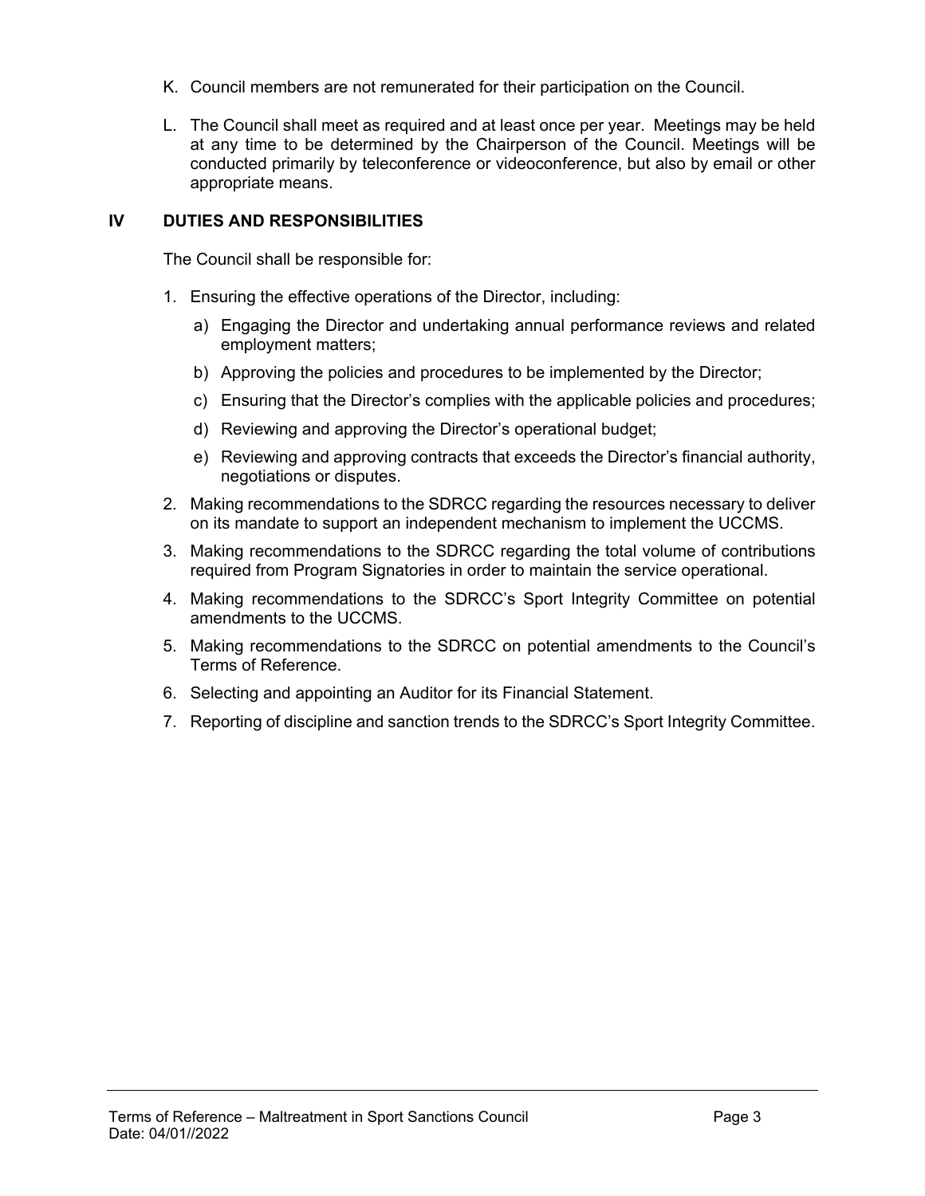K. Council members are not remunerated for their participation on the Council.

L. The Council shall meet as required and at least once per year. Meetings may be held at any time to be determined by the Chairperson of the Council. Meetings will be conducted primarily by teleconference or videoconference, but also by email or other appropriate means.

## IV DUTIES AND RESPONSIBILITIES

The Council shall be responsible for:

1. Ensuring the effective operations of the Director, including:
   a) Engaging the Director and undertaking annual performance reviews and related employment matters;
   b) Approving the policies and procedures to be implemented by the Director;
   c) Ensuring that the Director's complies with the applicable policies and procedures;
   d) Reviewing and approving the Director's operational budget;
   e) Reviewing and approving contracts that exceeds the Director's financial authority, negotiations or disputes.
2. Making recommendations to the SDRCC regarding the resources necessary to deliver on its mandate to support an independent mechanism to implement the UCCMS.
3. Making recommendations to the SDRCC regarding the total volume of contributions required from Program Signatories in order to maintain the service operational.
4. Making recommendations to the SDRCC's Sport Integrity Committee on potential amendments to the UCCMS.
5. Making recommendations to the SDRCC on potential amendments to the Council's Terms of Reference.
6. Selecting and appointing an Auditor for its Financial Statement.
7. Reporting of discipline and sanction trends to the SDRCC's Sport Integrity Committee.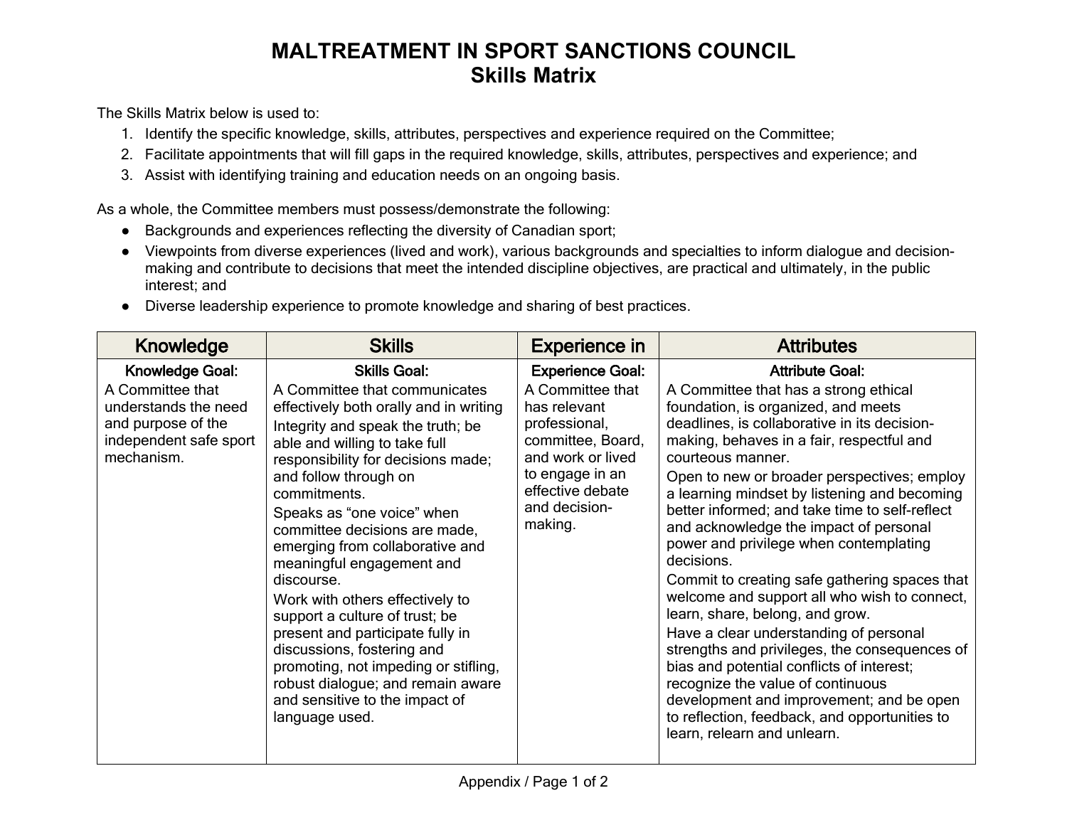# MALTREATMENT IN SPORT SANCTIONS COUNCIL
## Skills Matrix

The Skills Matrix below is used to:

1. Identify the specific knowledge, skills, attributes, perspectives and experience required on the Committee;
2. Facilitate appointments that will fill gaps in the required knowledge, skills, attributes, perspectives and experience; and
3. Assist with identifying training and education needs on an ongoing basis.

As a whole, the Committee members must possess/demonstrate the following:

- Backgrounds and experiences reflecting the diversity of Canadian sport;
- Viewpoints from diverse experiences (lived and work), various backgrounds and specialties to inform dialogue and decision-making and contribute to decisions that meet the intended discipline objectives, are practical and ultimately, in the public interest; and
- Diverse leadership experience to promote knowledge and sharing of best practices.

| Knowledge | Skills | Experience in | Attributes |
|---|---|---|---|
| **Knowledge Goal:**<br>A Committee that understands the need and purpose of the independent safe sport mechanism. | **Skills Goal:**<br>A Committee that communicates effectively both orally and in writing<br>Integrity and speak the truth; be able and willing to take full responsibility for decisions made; and follow through on commitments.<br>Speaks as "one voice" when committee decisions are made, emerging from collaborative and meaningful engagement and discourse.<br>Work with others effectively to support a culture of trust; be present and participate fully in discussions, fostering and promoting, not impeding or stifling, robust dialogue; and remain aware and sensitive to the impact of language used. | **Experience Goal:**<br>A Committee that has relevant professional, committee, Board, and work or lived to engage in an effective debate and decision-making. | **Attribute Goal:**<br>A Committee that has a strong ethical foundation, is organized, and meets deadlines, is collaborative in its decision-making, behaves in a fair, respectful and courteous manner.<br>Open to new or broader perspectives; employ a learning mindset by listening and becoming better informed; and take time to self-reflect and acknowledge the impact of personal power and privilege when contemplating decisions.<br>Commit to creating safe gathering spaces that welcome and support all who wish to connect, learn, share, belong, and grow.<br>Have a clear understanding of personal strengths and privileges, the consequences of bias and potential conflicts of interest; recognize the value of continuous development and improvement; and be open to reflection, feedback, and opportunities to learn, relearn and unlearn. |

Appendix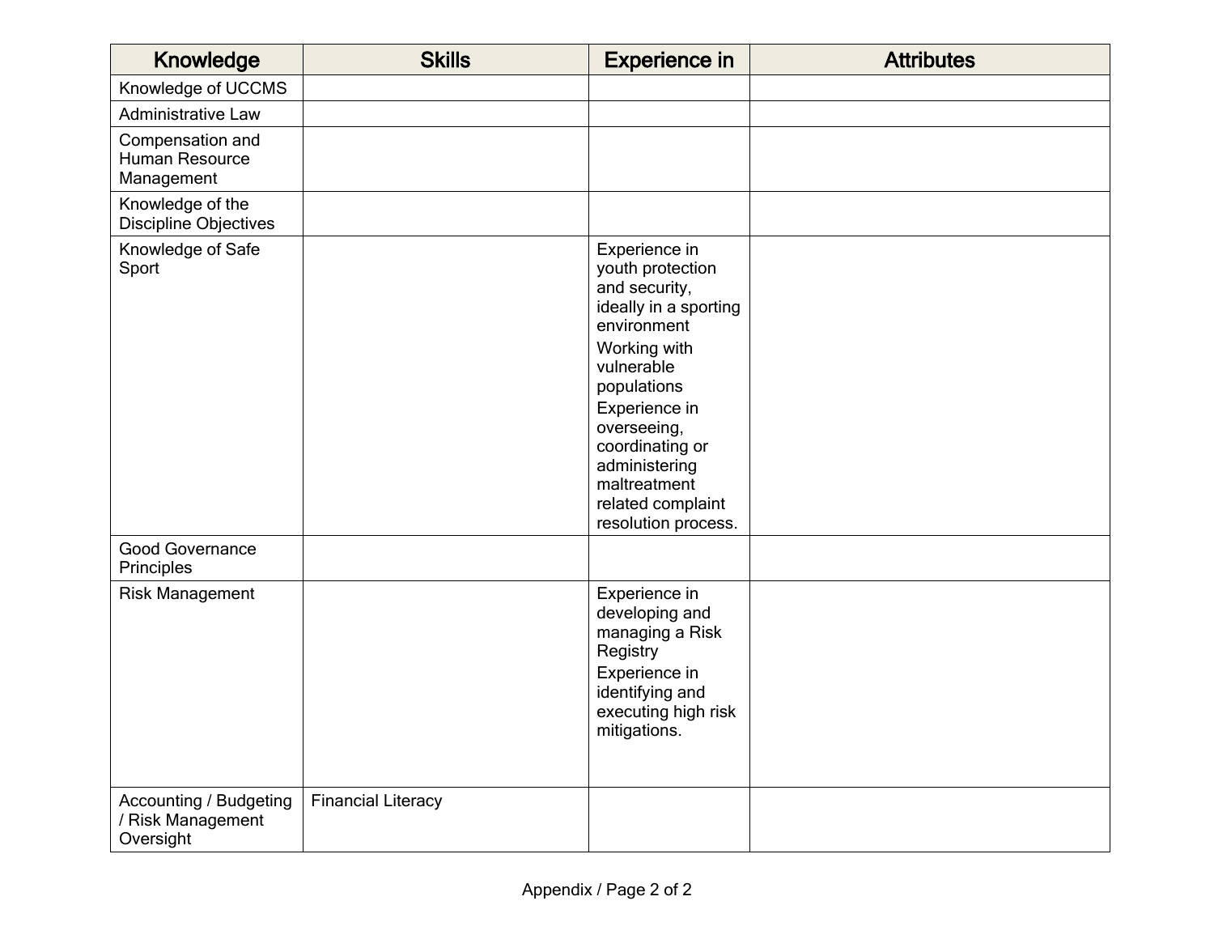| Knowledge | Skills | Experience in | Attributes |
|---|---|---|---|
| Knowledge of UCCMS | | | |
| Administrative Law | | | |
| Compensation and Human Resource Management | | | |
| Knowledge of the Discipline Objectives | | | |
| Knowledge of Safe Sport | | Experience in youth protection and security, ideally in a sporting environment<br>Working with vulnerable populations<br>Experience in overseeing, coordinating or administering maltreatment related complaint resolution process. | |
| Good Governance Principles | | | |
| Risk Management | | Experience in developing and managing a Risk Registry<br>Experience in identifying and executing high risk mitigations. | |
| Accounting / Budgeting / Risk Management Oversight | Financial Literacy | | |